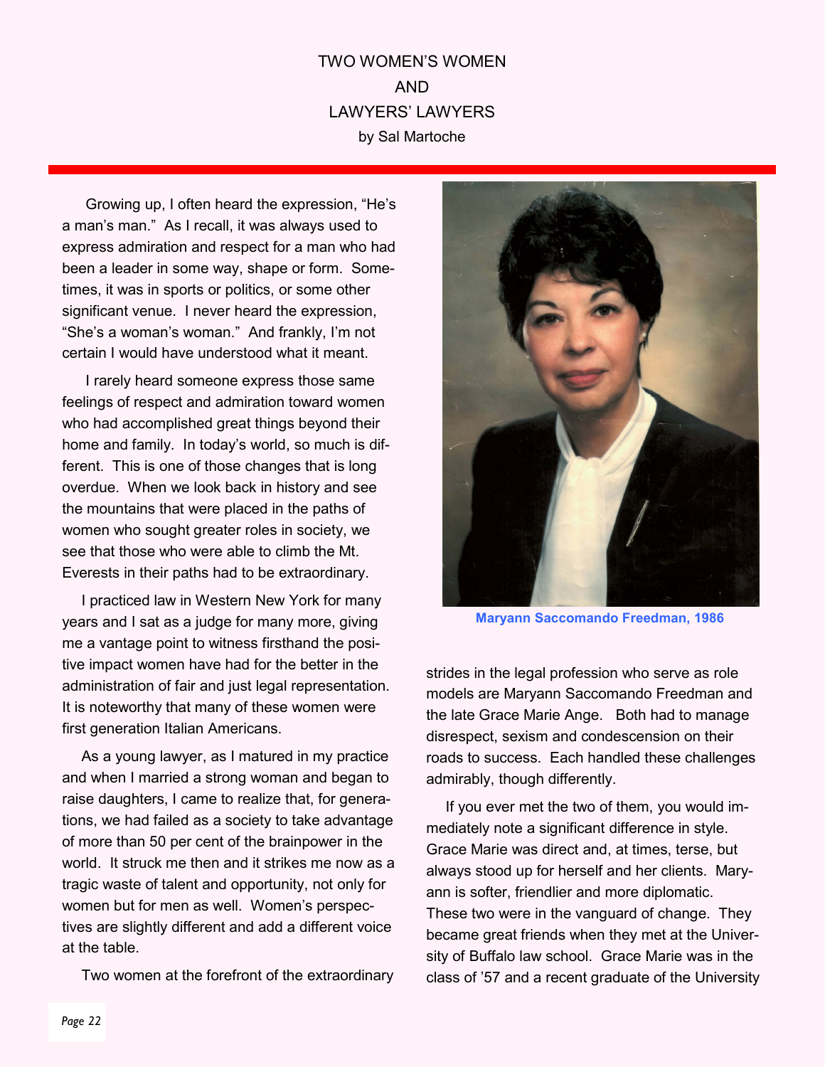# TWO WOMEN'S WOMEN AND LAWYERS' LAWYERS

by Sal Martoche

Growing up, I often heard the expression, "He's a man's man." As I recall, it was always used to express admiration and respect for a man who had been a leader in some way, shape or form. Sometimes, it was in sports or politics, or some other significant venue. I never heard the expression, "She's a woman's woman." And frankly, I'm not certain I would have understood what it meant.

I rarely heard someone express those same feelings of respect and admiration toward women who had accomplished great things beyond their home and family. In today's world, so much is different. This is one of those changes that is long overdue. When we look back in history and see the mountains that were placed in the paths of women who sought greater roles in society, we see that those who were able to climb the Mt. Everests in their paths had to be extraordinary.

I practiced law in Western New York for many years and I sat as a judge for many more, giving me a vantage point to witness firsthand the positive impact women have had for the better in the administration of fair and just legal representation. It is noteworthy that many of these women were first generation Italian Americans.

As a young lawyer, as I matured in my practice and when I married a strong woman and began to raise daughters, I came to realize that, for generations, we had failed as a society to take advantage of more than 50 per cent of the brainpower in the world. It struck me then and it strikes me now as a tragic waste of talent and opportunity, not only for women but for men as well. Women's perspectives are slightly different and add a different voice at the table.

Two women at the forefront of the extraordinary strides in the legal profession who serve as role models are Maryann Saccomando Freedman and the late Grace Marie Ange. Both had to manage disrespect, sexism and condescension on their roads to success. Each handled these challenges admirably, though differently.

**Maryann Saccomando Freedman, 1986**

If you ever met the two of them, you would immediately note a significant difference in style. Grace Marie was direct and, at times, terse, but always stood up for herself and her clients. Maryann is softer, friendlier and more diplomatic. These two were in the vanguard of change. They became great friends when they met at the University of Buffalo law school. Grace Marie was in the class of '57 and a recent graduate of the University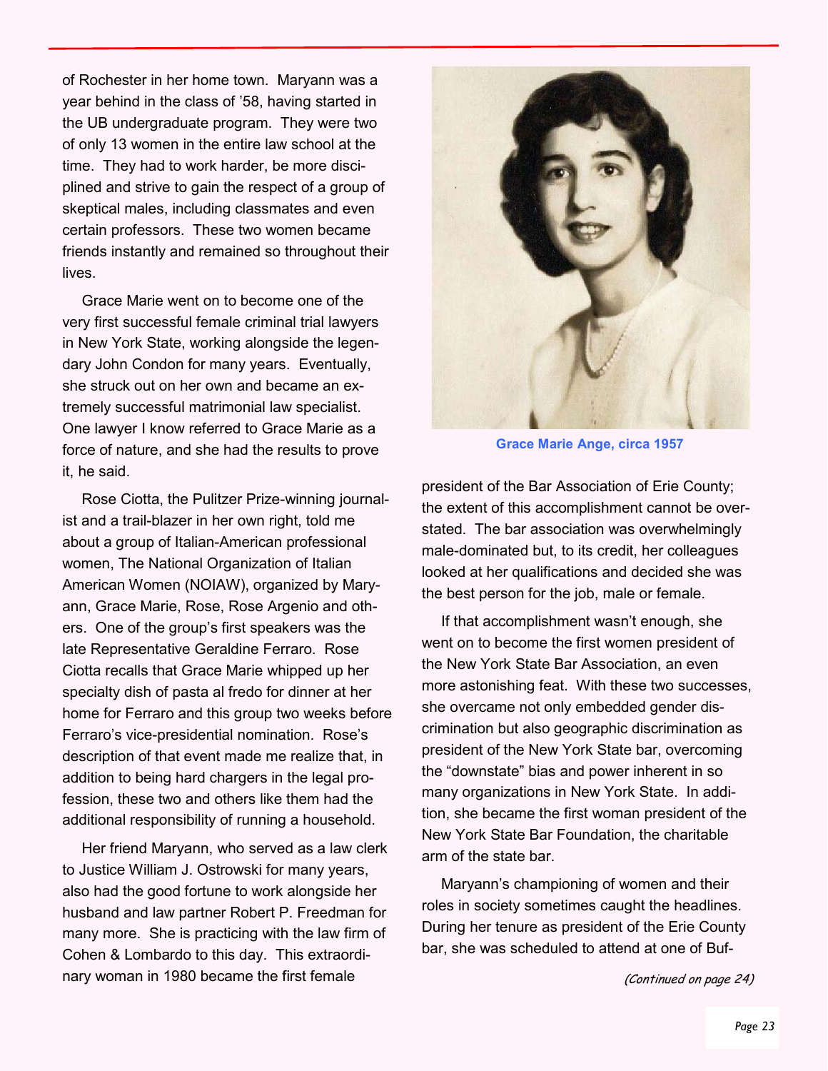of Rochester in her home town. Maryann was a year behind in the class of '58, having started in the UB undergraduate program. They were two of only 13 women in the entire law school at the time. They had to work harder, be more disciplined and strive to gain the respect of a group of skeptical males, including classmates and even certain professors. These two women became friends instantly and remained so throughout their lives.

Grace Marie went on to become one of the very first successful female criminal trial lawyers in New York State, working alongside the legendary John Condon for many years. Eventually, she struck out on her own and became an extremely successful matrimonial law specialist. One lawyer I know referred to Grace Marie as a force of nature, and she had the results to prove it, he said.

Rose Ciotta, the Pulitzer Prize-winning journalist and a trail-blazer in her own right, told me about a group of Italian-American professional women, The National Organization of Italian American Women (NOIAW), organized by Maryann, Grace Marie, Rose, Rose Argenio and others. One of the group's first speakers was the late Representative Geraldine Ferraro. Rose Ciotta recalls that Grace Marie whipped up her specialty dish of pasta al fredo for dinner at her home for Ferraro and this group two weeks before Ferraro's vice-presidential nomination. Rose's description of that event made me realize that, in addition to being hard chargers in the legal profession, these two and others like them had the additional responsibility of running a household.

Her friend Maryann, who served as a law clerk to Justice William J. Ostrowski for many years, also had the good fortune to work alongside her husband and law partner Robert P. Freedman for many more. She is practicing with the law firm of Cohen & Lombardo to this day. This extraordinary woman in 1980 became the first female president of the Bar Association of Erie County; the extent of this accomplishment cannot be overstated. The bar association was overwhelmingly male-dominated but, to its credit, her colleagues looked at her qualifications and decided she was the best person for the job, male or female.

Grace Marie Ange, circa 1957

If that accomplishment wasn't enough, she went on to become the first women president of the New York State Bar Association, an even more astonishing feat. With these two successes, she overcame not only embedded gender discrimination but also geographic discrimination as president of the New York State bar, overcoming the "downstate" bias and power inherent in so many organizations in New York State. In addition, she became the first woman president of the New York State Bar Foundation, the charitable arm of the state bar.

Maryann's championing of women and their roles in society sometimes caught the headlines. During her tenure as president of the Erie County bar, she was scheduled to attend at one of Buf-

*(Continued on page 24)*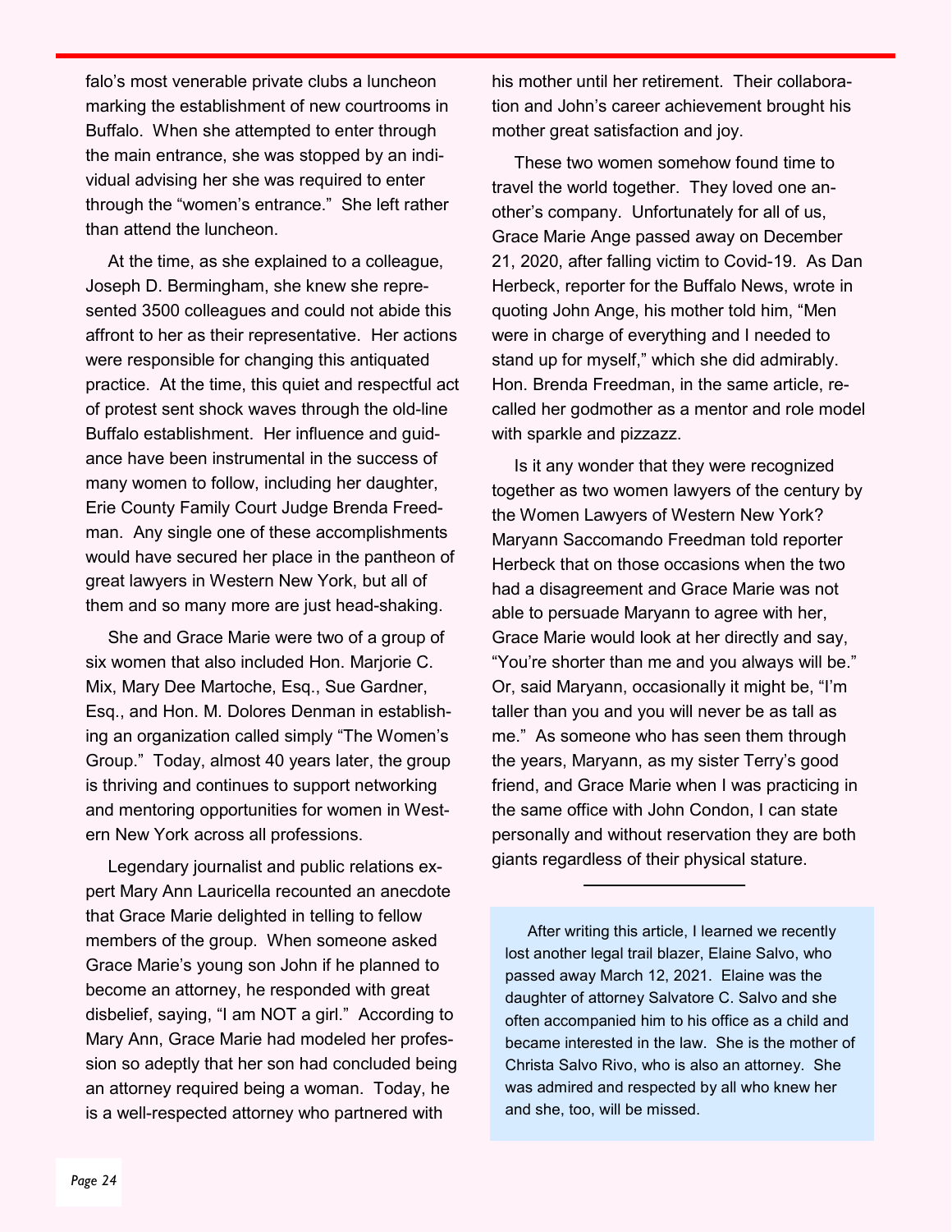falo's most venerable private clubs a luncheon marking the establishment of new courtrooms in Buffalo. When she attempted to enter through the main entrance, she was stopped by an individual advising her she was required to enter through the "women's entrance." She left rather than attend the luncheon.

At the time, as she explained to a colleague, Joseph D. Bermingham, she knew she represented 3500 colleagues and could not abide this affront to her as their representative. Her actions were responsible for changing this antiquated practice. At the time, this quiet and respectful act of protest sent shock waves through the old-line Buffalo establishment. Her influence and guidance have been instrumental in the success of many women to follow, including her daughter, Erie County Family Court Judge Brenda Freedman. Any single one of these accomplishments would have secured her place in the pantheon of great lawyers in Western New York, but all of them and so many more are just head-shaking.

She and Grace Marie were two of a group of six women that also included Hon. Marjorie C. Mix, Mary Dee Martoche, Esq., Sue Gardner, Esq., and Hon. M. Dolores Denman in establishing an organization called simply "The Women's Group." Today, almost 40 years later, the group is thriving and continues to support networking and mentoring opportunities for women in Western New York across all professions.

Legendary journalist and public relations expert Mary Ann Lauricella recounted an anecdote that Grace Marie delighted in telling to fellow members of the group. When someone asked Grace Marie's young son John if he planned to become an attorney, he responded with great disbelief, saying, "I am NOT a girl." According to Mary Ann, Grace Marie had modeled her profession so adeptly that her son had concluded being an attorney required being a woman. Today, he is a well-respected attorney who partnered with his mother until her retirement. Their collaboration and John's career achievement brought his mother great satisfaction and joy.

These two women somehow found time to travel the world together. They loved one another's company. Unfortunately for all of us, Grace Marie Ange passed away on December 21, 2020, after falling victim to Covid-19. As Dan Herbeck, reporter for the Buffalo News, wrote in quoting John Ange, his mother told him, "Men were in charge of everything and I needed to stand up for myself," which she did admirably. Hon. Brenda Freedman, in the same article, recalled her godmother as a mentor and role model with sparkle and pizzazz.

Is it any wonder that they were recognized together as two women lawyers of the century by the Women Lawyers of Western New York? Maryann Saccomando Freedman told reporter Herbeck that on those occasions when the two had a disagreement and Grace Marie was not able to persuade Maryann to agree with her, Grace Marie would look at her directly and say, "You're shorter than me and you always will be." Or, said Maryann, occasionally it might be, "I'm taller than you and you will never be as tall as me." As someone who has seen them through the years, Maryann, as my sister Terry's good friend, and Grace Marie when I was practicing in the same office with John Condon, I can state personally and without reservation they are both giants regardless of their physical stature.

---

After writing this article, I learned we recently lost another legal trail blazer, Elaine Salvo, who passed away March 12, 2021. Elaine was the daughter of attorney Salvatore C. Salvo and she often accompanied him to his office as a child and became interested in the law. She is the mother of Christa Salvo Rivo, who is also an attorney. She was admired and respected by all who knew her and she, too, will be missed.